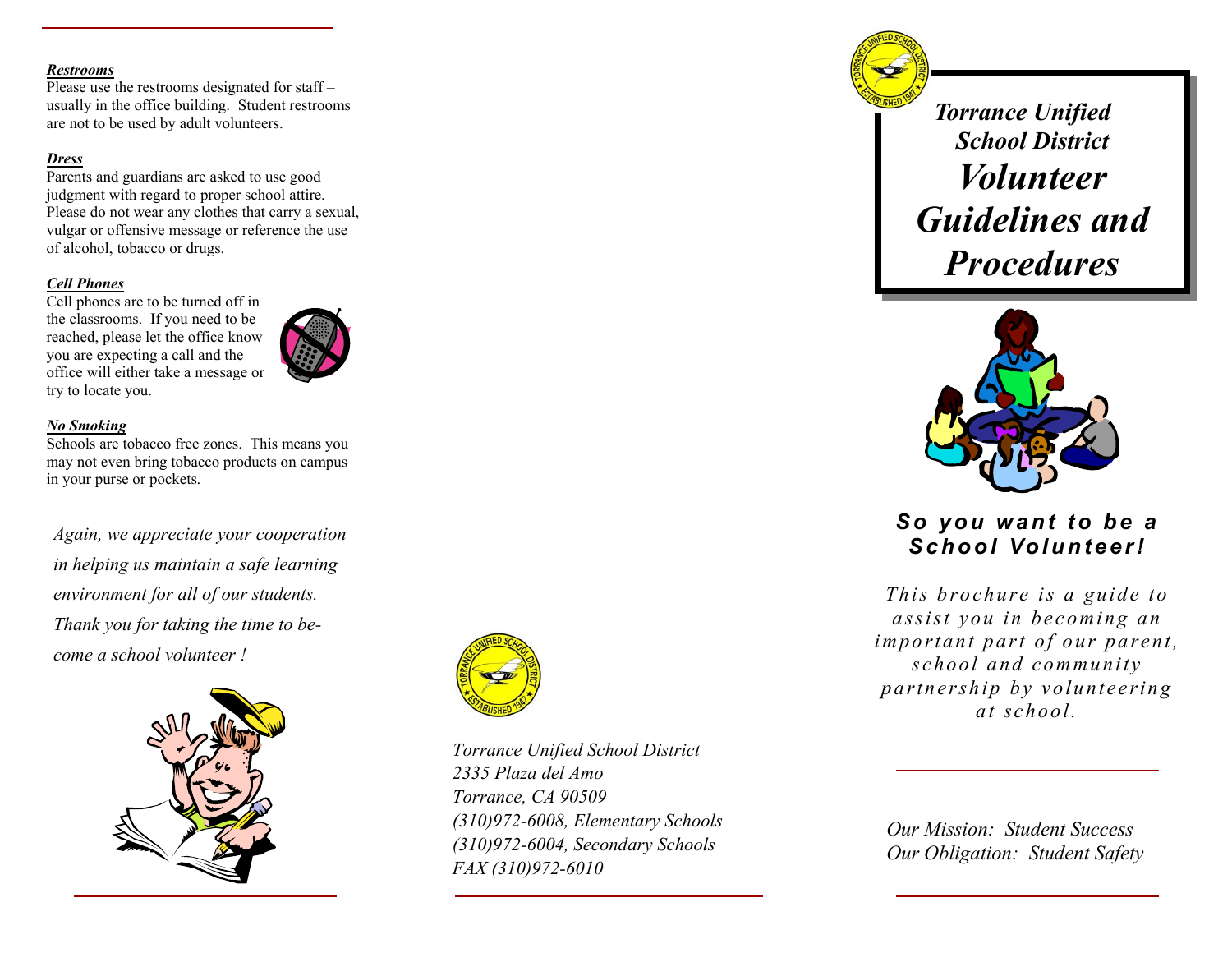### *Restrooms*

Please use the restrooms designated for staff – usually in the office building. Student restrooms are not to be used by adult volunteers.

### *Dress*

Parents and guardians are asked to use good judgment with regard to proper school attire. Please do not wear any clothes that carry a sexual, vulgar or offensive message or reference the use of alcohol, tobacco or drugs.

### *Cell Phones*

Cell phones are to be turned off in the classrooms. If you need to be reached, please let the office know you are expecting a call and the office will either take a message or try to locate you.

### *No Smoking*

Schools are tobacco free zones. This means you may not even bring tobacco products on campus in your purse or pockets.

*Again, we appreciate your cooperation in helping us maintain a safe learning environment for all of our students. Thank you for taking the time to become a school volunteer !*

*Torrance Unified School District*
*2335 Plaza del Amo*
*Torrance, CA 90509*
*(310)972-6008, Elementary Schools*
*(310)972-6004, Secondary Schools*
*FAX (310)972-6010*

# *Torrance Unified School District*

# *Volunteer Guidelines and Procedures*

## *So you want to be a School Volunteer!*

*This brochure is a guide to assist you in becoming an important part of our parent, school and community partnership by volunteering at school.*

*Our Mission: Student Success*
*Our Obligation: Student Safety*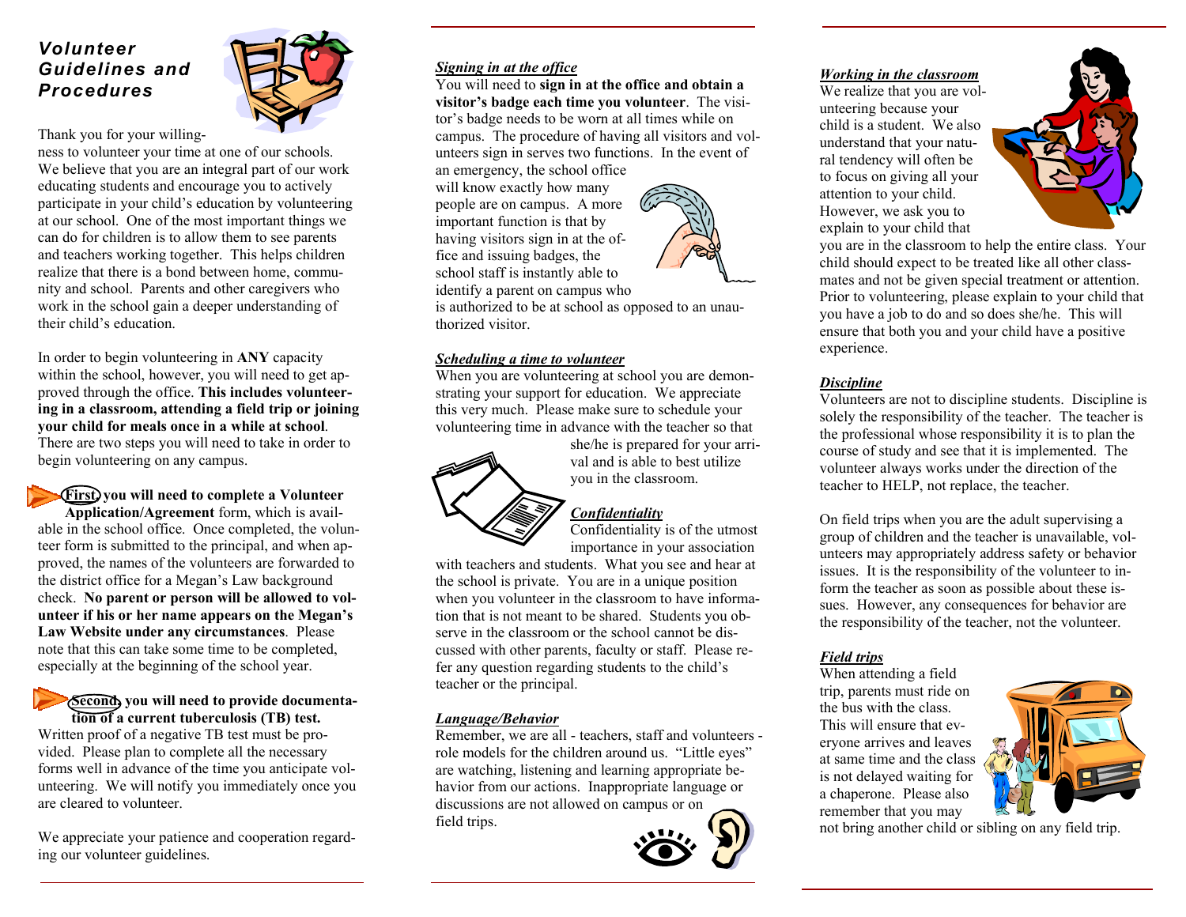# *Volunteer Guidelines and Procedures*

Thank you for your willingness to volunteer your time at one of our schools. We believe that you are an integral part of our work educating students and encourage you to actively participate in your child's education by volunteering at our school. One of the most important things we can do for children is to allow them to see parents and teachers working together. This helps children realize that there is a bond between home, community and school. Parents and other caregivers who work in the school gain a deeper understanding of their child's education.

In order to begin volunteering in **ANY** capacity within the school, however, you will need to get approved through the office. **This includes volunteering in a classroom, attending a field trip or joining your child for meals once in a while at school**. There are two steps you will need to take in order to begin volunteering on any campus.

**First, you will need to complete a Volunteer Application/Agreement** form, which is available in the school office. Once completed, the volunteer form is submitted to the principal, and when approved, the names of the volunteers are forwarded to the district office for a Megan's Law background check. **No parent or person will be allowed to volunteer if his or her name appears on the Megan's Law Website under any circumstances**. Please note that this can take some time to be completed, especially at the beginning of the school year.

**Second, you will need to provide documentation of a current tuberculosis (TB) test.** Written proof of a negative TB test must be provided. Please plan to complete all the necessary forms well in advance of the time you anticipate volunteering. We will notify you immediately once you are cleared to volunteer.

We appreciate your patience and cooperation regarding our volunteer guidelines.

***Signing in at the office***

You will need to **sign in at the office and obtain a visitor's badge each time you volunteer**. The visitor's badge needs to be worn at all times while on campus. The procedure of having all visitors and volunteers sign in serves two functions. In the event of an emergency, the school office will know exactly how many people are on campus. A more important function is that by having visitors sign in at the office and issuing badges, the school staff is instantly able to identify a parent on campus who is authorized to be at school as opposed to an unauthorized visitor.

***Scheduling a time to volunteer***

When you are volunteering at school you are demonstrating your support for education. We appreciate this very much. Please make sure to schedule your volunteering time in advance with the teacher so that she/he is prepared for your arrival and is able to best utilize you in the classroom.

***Confidentiality***

Confidentiality is of the utmost importance in your association with teachers and students. What you see and hear at the school is private. You are in a unique position when you volunteer in the classroom to have information that is not meant to be shared. Students you observe in the classroom or the school cannot be discussed with other parents, faculty or staff. Please refer any question regarding students to the child's teacher or the principal.

***Language/Behavior***

Remember, we are all - teachers, staff and volunteers - role models for the children around us. "Little eyes" are watching, listening and learning appropriate behavior from our actions. Inappropriate language or discussions are not allowed on campus or on field trips.

***Working in the classroom***

We realize that you are volunteering because your child is a student. We also understand that your natural tendency will often be to focus on giving all your attention to your child. However, we ask you to explain to your child that you are in the classroom to help the entire class. Your child should expect to be treated like all other classmates and not be given special treatment or attention. Prior to volunteering, please explain to your child that you have a job to do and so does she/he. This will ensure that both you and your child have a positive experience.

***Discipline***

Volunteers are not to discipline students. Discipline is solely the responsibility of the teacher. The teacher is the professional whose responsibility it is to plan the course of study and see that it is implemented. The volunteer always works under the direction of the teacher to HELP, not replace, the teacher.

On field trips when you are the adult supervising a group of children and the teacher is unavailable, volunteers may appropriately address safety or behavior issues. It is the responsibility of the volunteer to inform the teacher as soon as possible about these issues. However, any consequences for behavior are the responsibility of the teacher, not the volunteer.

***Field trips***

When attending a field trip, parents must ride on the bus with the class. This will ensure that everyone arrives and leaves at same time and the class is not delayed waiting for a chaperone. Please also remember that you may not bring another child or sibling on any field trip.